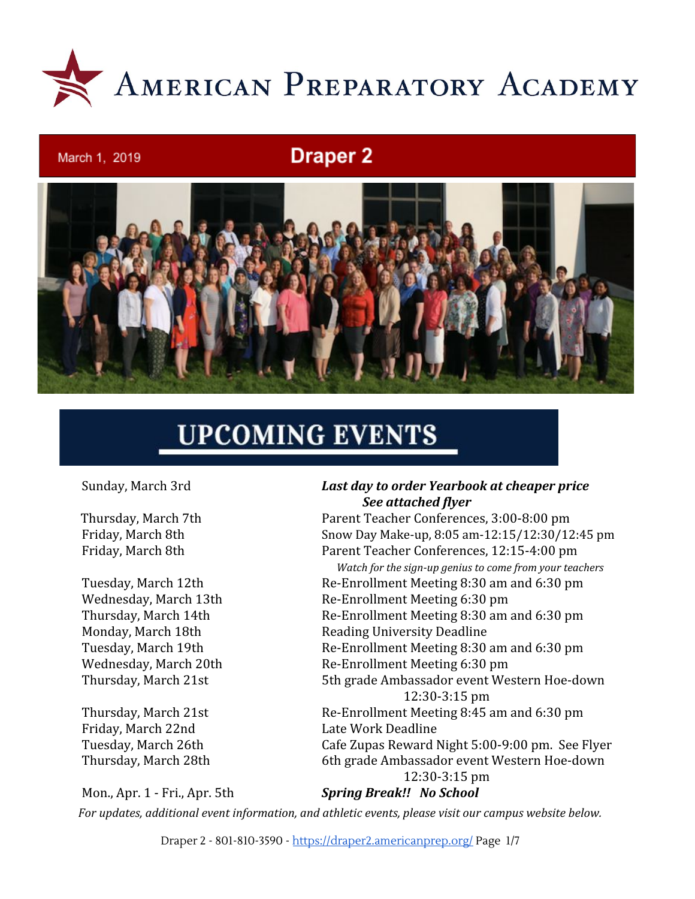# American Preparatory Academy

March 1, 2019

## Draper 2

## UPCOMING EVENTS

| | |
|---|---|
| Sunday, March 3rd | ***Last day to order Yearbook at cheaper price*** ***See attached flyer*** |
| Thursday, March 7th | Parent Teacher Conferences, 3:00-8:00 pm |
| Friday, March 8th | Snow Day Make-up, 8:05 am-12:15/12:30/12:45 pm |
| Friday, March 8th | Parent Teacher Conferences, 12:15-4:00 pm *Watch for the sign-up genius to come from your teachers* |
| Tuesday, March 12th | Re-Enrollment Meeting 8:30 am and 6:30 pm |
| Wednesday, March 13th | Re-Enrollment Meeting 6:30 pm |
| Thursday, March 14th | Re-Enrollment Meeting 8:30 am and 6:30 pm |
| Monday, March 18th | Reading University Deadline |
| Tuesday, March 19th | Re-Enrollment Meeting 8:30 am and 6:30 pm |
| Wednesday, March 20th | Re-Enrollment Meeting 6:30 pm |
| Thursday, March 21st | 5th grade Ambassador event Western Hoe-down 12:30-3:15 pm |
| Thursday, March 21st | Re-Enrollment Meeting 8:45 am and 6:30 pm |
| Friday, March 22nd | Late Work Deadline |
| Tuesday, March 26th | Cafe Zupas Reward Night 5:00-9:00 pm. See Flyer |
| Thursday, March 28th | 6th grade Ambassador event Western Hoe-down 12:30-3:15 pm |
| Mon., Apr. 1 - Fri., Apr. 5th | ***Spring Break!! No School*** |

*For updates, additional event information, and athletic events, please visit our campus website below.*

Draper 2 - 801-810-3590 - https://draper2.americanprep.org/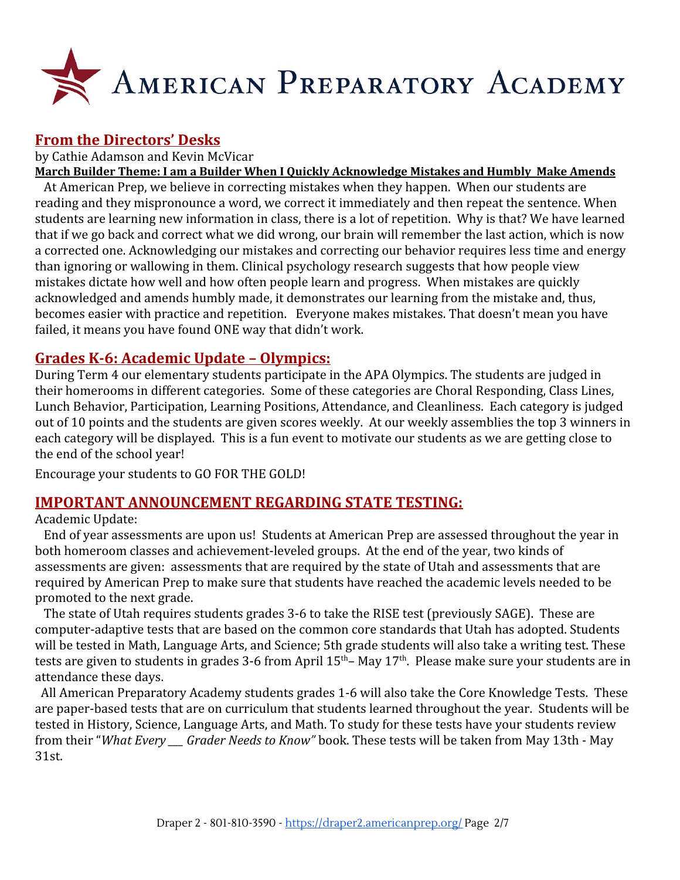# American Preparatory Academy

## From the Directors' Desks

by Cathie Adamson and Kevin McVicar

**March Builder Theme: I am a Builder When I Quickly Acknowledge Mistakes and Humbly Make Amends**

At American Prep, we believe in correcting mistakes when they happen. When our students are reading and they mispronounce a word, we correct it immediately and then repeat the sentence. When students are learning new information in class, there is a lot of repetition. Why is that? We have learned that if we go back and correct what we did wrong, our brain will remember the last action, which is now a corrected one. Acknowledging our mistakes and correcting our behavior requires less time and energy than ignoring or wallowing in them. Clinical psychology research suggests that how people view mistakes dictate how well and how often people learn and progress. When mistakes are quickly acknowledged and amends humbly made, it demonstrates our learning from the mistake and, thus, becomes easier with practice and repetition. Everyone makes mistakes. That doesn't mean you have failed, it means you have found ONE way that didn't work.

## Grades K-6: Academic Update – Olympics:

During Term 4 our elementary students participate in the APA Olympics. The students are judged in their homerooms in different categories. Some of these categories are Choral Responding, Class Lines, Lunch Behavior, Participation, Learning Positions, Attendance, and Cleanliness. Each category is judged out of 10 points and the students are given scores weekly. At our weekly assemblies the top 3 winners in each category will be displayed. This is a fun event to motivate our students as we are getting close to the end of the school year!

Encourage your students to GO FOR THE GOLD!

## IMPORTANT ANNOUNCEMENT REGARDING STATE TESTING:

Academic Update:

End of year assessments are upon us! Students at American Prep are assessed throughout the year in both homeroom classes and achievement-leveled groups. At the end of the year, two kinds of assessments are given: assessments that are required by the state of Utah and assessments that are required by American Prep to make sure that students have reached the academic levels needed to be promoted to the next grade.

The state of Utah requires students grades 3-6 to take the RISE test (previously SAGE). These are computer-adaptive tests that are based on the common core standards that Utah has adopted. Students will be tested in Math, Language Arts, and Science; 5th grade students will also take a writing test. These tests are given to students in grades 3-6 from April 15th– May 17th. Please make sure your students are in attendance these days.

All American Preparatory Academy students grades 1-6 will also take the Core Knowledge Tests. These are paper-based tests that are on curriculum that students learned throughout the year. Students will be tested in History, Science, Language Arts, and Math. To study for these tests have your students review from their "*What Every ___ Grader Needs to Know"* book. These tests will be taken from May 13th - May 31st.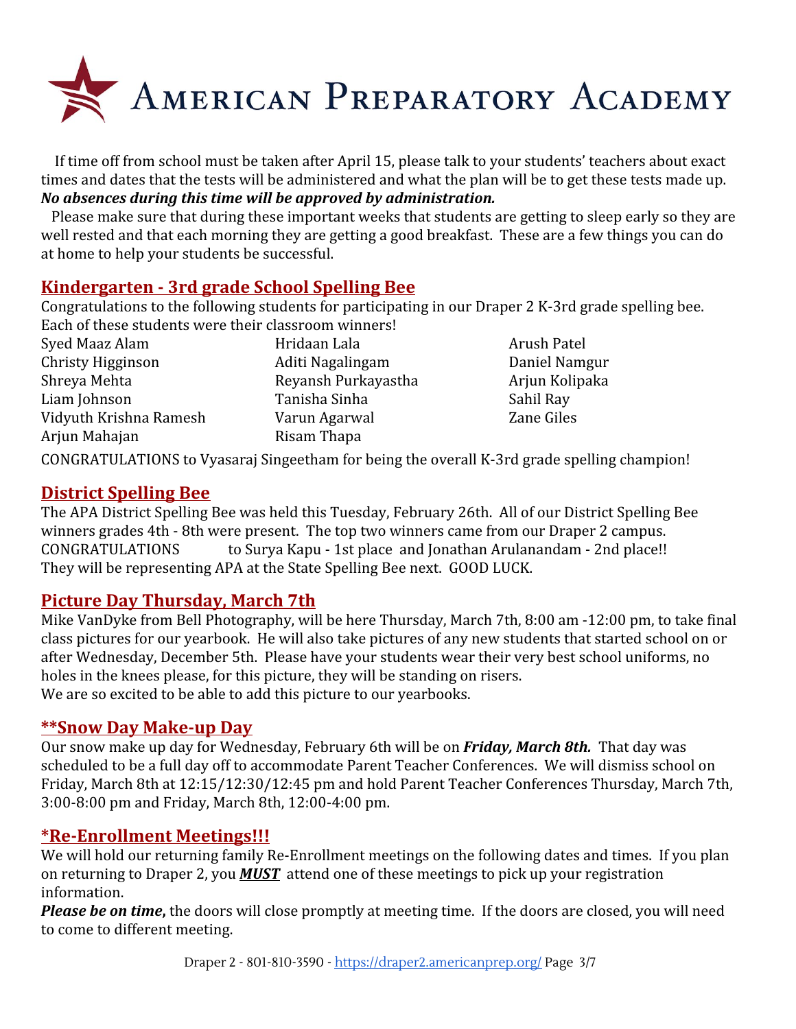# American Preparatory Academy

If time off from school must be taken after April 15, please talk to your students' teachers about exact times and dates that the tests will be administered and what the plan will be to get these tests made up. ***No absences during this time will be approved by administration.***

Please make sure that during these important weeks that students are getting to sleep early so they are well rested and that each morning they are getting a good breakfast. These are a few things you can do at home to help your students be successful.

## Kindergarten - 3rd grade School Spelling Bee

Congratulations to the following students for participating in our Draper 2 K-3rd grade spelling bee. Each of these students were their classroom winners!

Syed Maaz Alam
Christy Higginson
Shreya Mehta
Liam Johnson
Vidyuth Krishna Ramesh
Arjun Mahajan
Hridaan Lala
Aditi Nagalingam
Reyansh Purkayastha
Tanisha Sinha
Varun Agarwal
Risam Thapa
Arush Patel
Daniel Namgur
Arjun Kolipaka
Sahil Ray
Zane Giles

CONGRATULATIONS to Vyasaraj Singeetham for being the overall K-3rd grade spelling champion!

## District Spelling Bee

The APA District Spelling Bee was held this Tuesday, February 26th. All of our District Spelling Bee winners grades 4th - 8th were present. The top two winners came from our Draper 2 campus. CONGRATULATIONS to Surya Kapu - 1st place and Jonathan Arulanandam - 2nd place!! They will be representing APA at the State Spelling Bee next. GOOD LUCK.

## Picture Day Thursday, March 7th

Mike VanDyke from Bell Photography, will be here Thursday, March 7th, 8:00 am -12:00 pm, to take final class pictures for our yearbook. He will also take pictures of any new students that started school on or after Wednesday, December 5th. Please have your students wear their very best school uniforms, no holes in the knees please, for this picture, they will be standing on risers.
We are so excited to be able to add this picture to our yearbooks.

## **Snow Day Make-up Day

Our snow make up day for Wednesday, February 6th will be on ***Friday, March 8th.*** That day was scheduled to be a full day off to accommodate Parent Teacher Conferences. We will dismiss school on Friday, March 8th at 12:15/12:30/12:45 pm and hold Parent Teacher Conferences Thursday, March 7th, 3:00-8:00 pm and Friday, March 8th, 12:00-4:00 pm.

## *Re-Enrollment Meetings!!!

We will hold our returning family Re-Enrollment meetings on the following dates and times. If you plan on returning to Draper 2, you ***MUST*** attend one of these meetings to pick up your registration information.

***Please be on time*,** the doors will close promptly at meeting time. If the doors are closed, you will need to come to different meeting.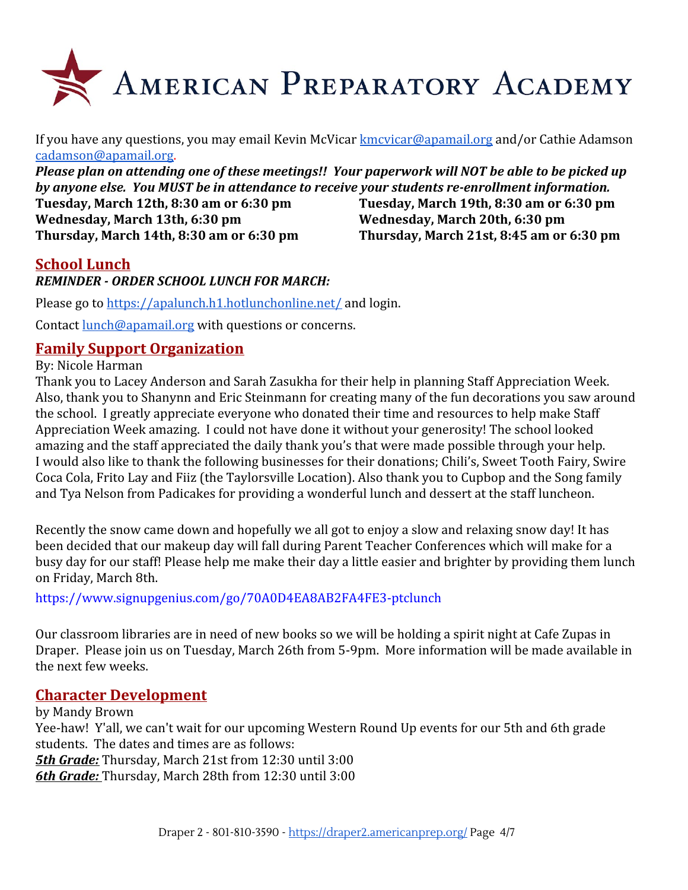# American Preparatory Academy

If you have any questions, you may email Kevin McVicar kmcvicar@apamail.org and/or Cathie Adamson cadamson@apamail.org.

***Please plan on attending one of these meetings!! Your paperwork will NOT be able to be picked up by anyone else. You MUST be in attendance to receive your students re-enrollment information.***

**Tuesday, March 12th, 8:30 am or 6:30 pm**
**Wednesday, March 13th, 6:30 pm**
**Thursday, March 14th, 8:30 am or 6:30 pm**
**Tuesday, March 19th, 8:30 am or 6:30 pm**
**Wednesday, March 20th, 6:30 pm**
**Thursday, March 21st, 8:45 am or 6:30 pm**

## School Lunch

***REMINDER - ORDER SCHOOL LUNCH FOR MARCH:***

Please go to https://apalunch.h1.hotlunchonline.net/ and login.

Contact lunch@apamail.org with questions or concerns.

## Family Support Organization

By: Nicole Harman

Thank you to Lacey Anderson and Sarah Zasukha for their help in planning Staff Appreciation Week. Also, thank you to Shanynn and Eric Steinmann for creating many of the fun decorations you saw around the school. I greatly appreciate everyone who donated their time and resources to help make Staff Appreciation Week amazing. I could not have done it without your generosity! The school looked amazing and the staff appreciated the daily thank you's that were made possible through your help. I would also like to thank the following businesses for their donations; Chili's, Sweet Tooth Fairy, Swire Coca Cola, Frito Lay and Fiiz (the Taylorsville Location). Also thank you to Cupbop and the Song family and Tya Nelson from Padicakes for providing a wonderful lunch and dessert at the staff luncheon.

Recently the snow came down and hopefully we all got to enjoy a slow and relaxing snow day! It has been decided that our makeup day will fall during Parent Teacher Conferences which will make for a busy day for our staff! Please help me make their day a little easier and brighter by providing them lunch on Friday, March 8th.

https://www.signupgenius.com/go/70A0D4EA8AB2FA4FE3-ptclunch

Our classroom libraries are in need of new books so we will be holding a spirit night at Cafe Zupas in Draper. Please join us on Tuesday, March 26th from 5-9pm. More information will be made available in the next few weeks.

## Character Development

by Mandy Brown

Yee-haw! Y'all, we can't wait for our upcoming Western Round Up events for our 5th and 6th grade students. The dates and times are as follows:

***5th Grade:*** Thursday, March 21st from 12:30 until 3:00
***6th Grade:*** Thursday, March 28th from 12:30 until 3:00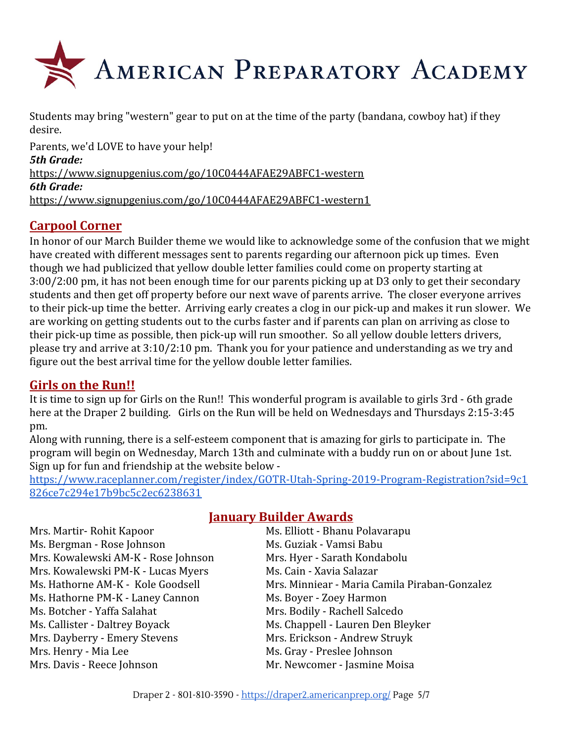Students may bring "western" gear to put on at the time of the party (bandana, cowboy hat) if they desire.

Parents, we'd LOVE to have your help!
***5th Grade:***
https://www.signupgenius.com/go/10C0444AFAE29ABFC1-western
***6th Grade:***
https://www.signupgenius.com/go/10C0444AFAE29ABFC1-western1

## Carpool Corner

In honor of our March Builder theme we would like to acknowledge some of the confusion that we might have created with different messages sent to parents regarding our afternoon pick up times. Even though we had publicized that yellow double letter families could come on property starting at 3:00/2:00 pm, it has not been enough time for our parents picking up at D3 only to get their secondary students and then get off property before our next wave of parents arrive. The closer everyone arrives to their pick-up time the better. Arriving early creates a clog in our pick-up and makes it run slower. We are working on getting students out to the curbs faster and if parents can plan on arriving as close to their pick-up time as possible, then pick-up will run smoother. So all yellow double letters drivers, please try and arrive at 3:10/2:10 pm. Thank you for your patience and understanding as we try and figure out the best arrival time for the yellow double letter families.

## Girls on the Run!!

It is time to sign up for Girls on the Run!! This wonderful program is available to girls 3rd - 6th grade here at the Draper 2 building. Girls on the Run will be held on Wednesdays and Thursdays 2:15-3:45 pm.

Along with running, there is a self-esteem component that is amazing for girls to participate in. The program will begin on Wednesday, March 13th and culminate with a buddy run on or about June 1st. Sign up for fun and friendship at the website below -
https://www.raceplanner.com/register/index/GOTR-Utah-Spring-2019-Program-Registration?sid=9c1826ce7c294e17b9bc5c2ec6238631

## January Builder Awards

Mrs. Martir- Rohit Kapoor
Ms. Bergman - Rose Johnson
Mrs. Kowalewski AM-K - Rose Johnson
Mrs. Kowalewski PM-K - Lucas Myers
Ms. Hathorne AM-K - Kole Goodsell
Ms. Hathorne PM-K - Laney Cannon
Ms. Botcher - Yaffa Salahat
Ms. Callister - Daltrey Boyack
Mrs. Dayberry - Emery Stevens
Mrs. Henry - Mia Lee
Mrs. Davis - Reece Johnson
Ms. Elliott - Bhanu Polavarapu
Ms. Guziak - Vamsi Babu
Mrs. Hyer - Sarath Kondabolu
Ms. Cain - Xavia Salazar
Mrs. Minniear - Maria Camila Piraban-Gonzalez
Ms. Boyer - Zoey Harmon
Mrs. Bodily - Rachell Salcedo
Ms. Chappell - Lauren Den Bleyker
Mrs. Erickson - Andrew Struyk
Ms. Gray - Preslee Johnson
Mr. Newcomer - Jasmine Moisa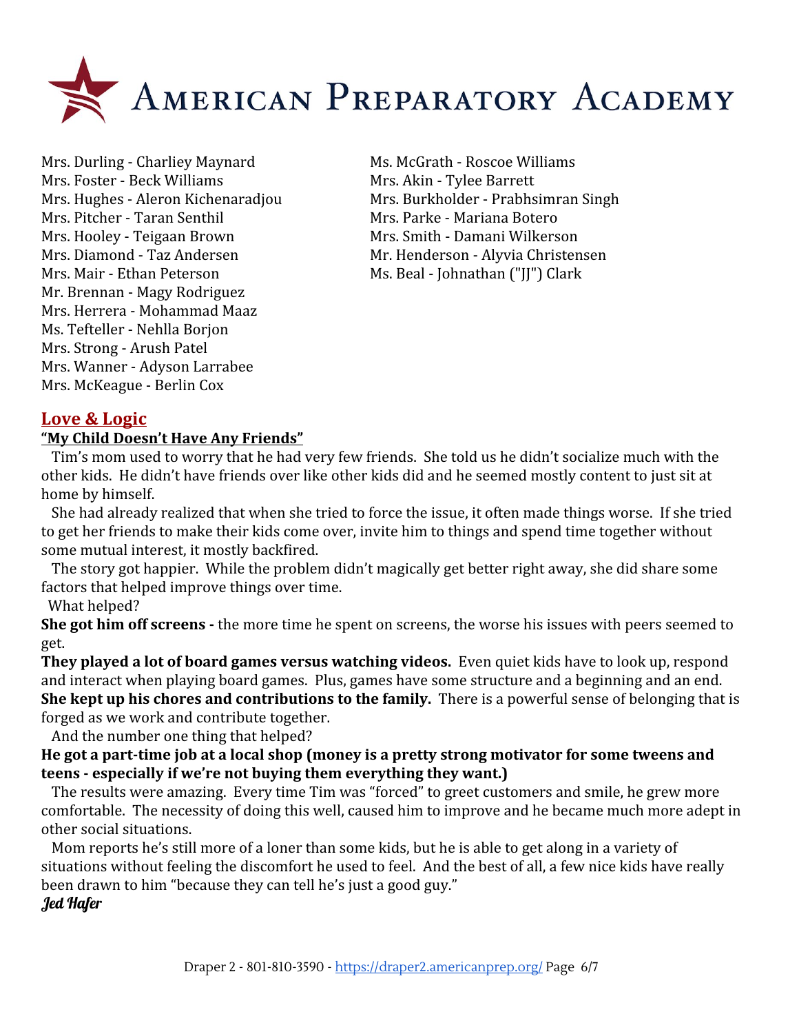Mrs. Durling - Charliey Maynard
Mrs. Foster - Beck Williams
Mrs. Hughes - Aleron Kichenaradjou
Mrs. Pitcher - Taran Senthil
Mrs. Hooley - Teigaan Brown
Mrs. Diamond - Taz Andersen
Mrs. Mair - Ethan Peterson
Mr. Brennan - Magy Rodriguez
Mrs. Herrera - Mohammad Maaz
Ms. Tefteller - Nehlla Borjon
Mrs. Strong - Arush Patel
Mrs. Wanner - Adyson Larrabee
Mrs. McKeague - Berlin Cox
Ms. McGrath - Roscoe Williams
Mrs. Akin - Tylee Barrett
Mrs. Burkholder - Prabhsimran Singh
Mrs. Parke - Mariana Botero
Mrs. Smith - Damani Wilkerson
Mr. Henderson - Alyvia Christensen
Ms. Beal - Johnathan ("JJ") Clark

## Love & Logic

### "My Child Doesn't Have Any Friends"

Tim's mom used to worry that he had very few friends. She told us he didn't socialize much with the other kids. He didn't have friends over like other kids did and he seemed mostly content to just sit at home by himself.

She had already realized that when she tried to force the issue, it often made things worse. If she tried to get her friends to make their kids come over, invite him to things and spend time together without some mutual interest, it mostly backfired.

The story got happier. While the problem didn't magically get better right away, she did share some factors that helped improve things over time.

What helped?

**She got him off screens -** the more time he spent on screens, the worse his issues with peers seemed to get.

**They played a lot of board games versus watching videos.** Even quiet kids have to look up, respond and interact when playing board games. Plus, games have some structure and a beginning and an end.

**She kept up his chores and contributions to the family.** There is a powerful sense of belonging that is forged as we work and contribute together.

And the number one thing that helped?

**He got a part-time job at a local shop (money is a pretty strong motivator for some tweens and teens - especially if we're not buying them everything they want.)**

The results were amazing. Every time Tim was "forced" to greet customers and smile, he grew more comfortable. The necessity of doing this well, caused him to improve and he became much more adept in other social situations.

Mom reports he's still more of a loner than some kids, but he is able to get along in a variety of situations without feeling the discomfort he used to feel. And the best of all, a few nice kids have really been drawn to him "because they can tell he's just a good guy."

***Jed Hafer***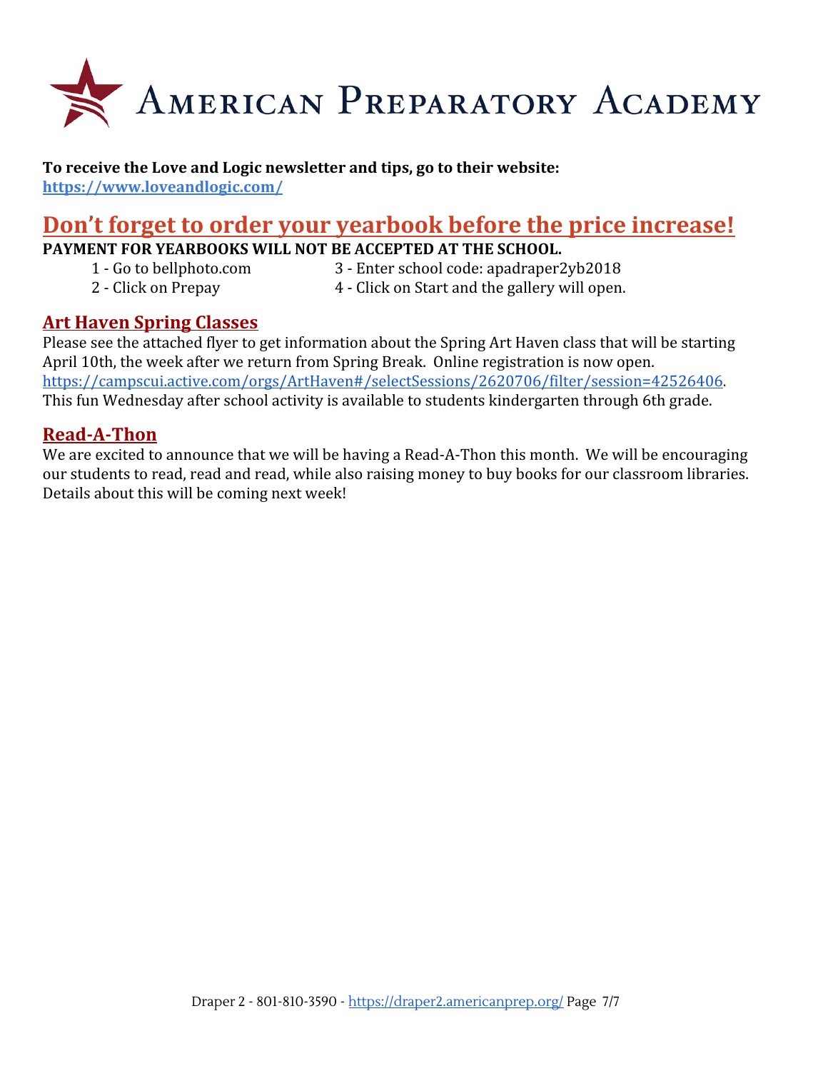# American Preparatory Academy

**To receive the Love and Logic newsletter and tips, go to their website:**
**https://www.loveandlogic.com/**

## Don't forget to order your yearbook before the price increase!

**PAYMENT FOR YEARBOOKS WILL NOT BE ACCEPTED AT THE SCHOOL.**

1 - Go to bellphoto.com
2 - Click on Prepay
3 - Enter school code: apadraper2yb2018
4 - Click on Start and the gallery will open.

### Art Haven Spring Classes

Please see the attached flyer to get information about the Spring Art Haven class that will be starting April 10th, the week after we return from Spring Break. Online registration is now open. https://campscui.active.com/orgs/ArtHaven#/selectSessions/2620706/filter/session=42526406. This fun Wednesday after school activity is available to students kindergarten through 6th grade.

### Read-A-Thon

We are excited to announce that we will be having a Read-A-Thon this month. We will be encouraging our students to read, read and read, while also raising money to buy books for our classroom libraries. Details about this will be coming next week!